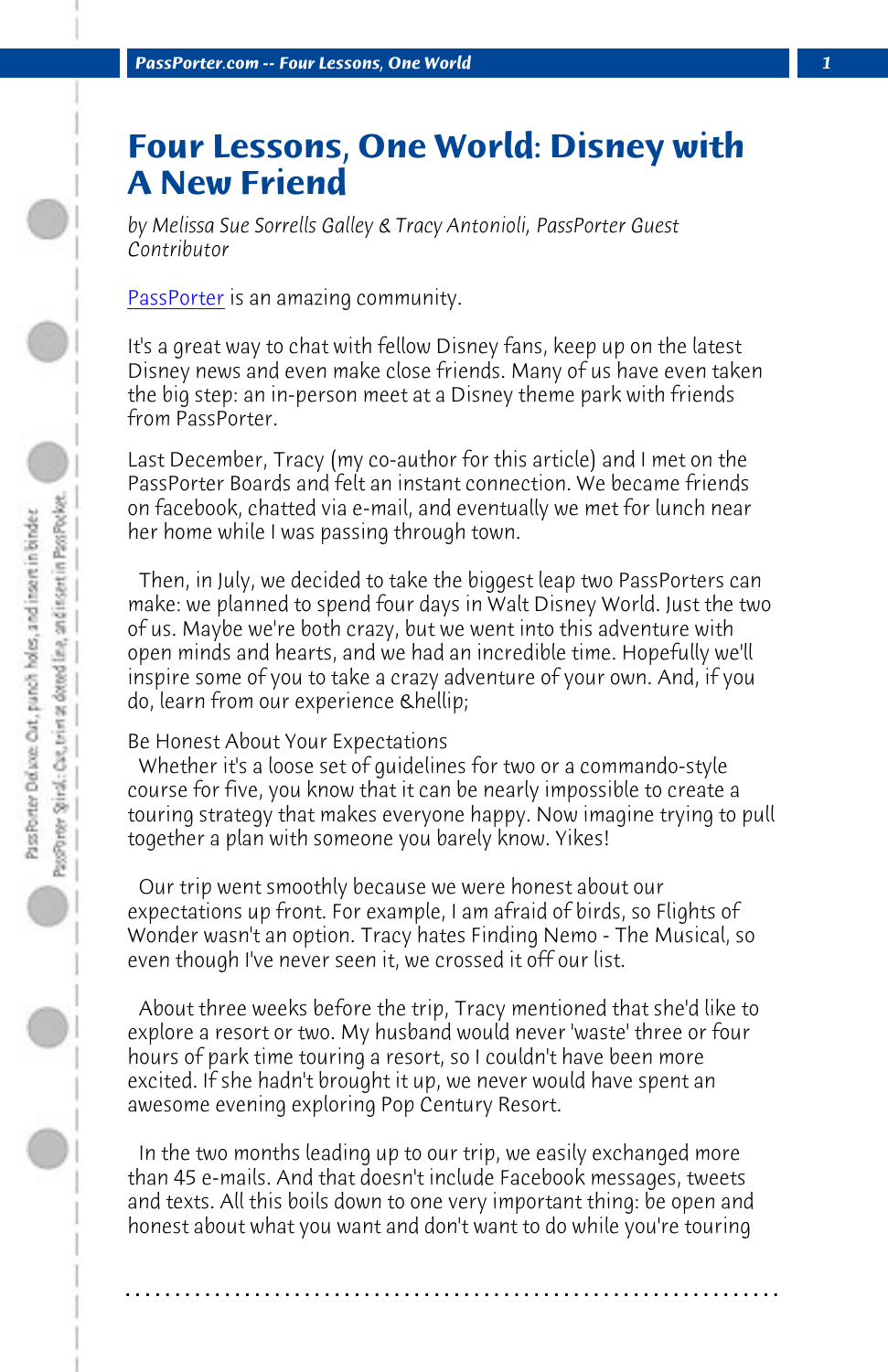# Four Lessons, One World: Disney with A New Friend

*by Melissa Sue Sorrells Galley & Tracy Antonioli, PassPorter Guest Contributor*

PassPorter is an amazing community.

It's a great way to chat with fellow Disney fans, keep up on the latest Disney news and even make close friends. Many of us have even taken the big step: an in-person meet at a Disney theme park with friends from PassPorter.

Last December, Tracy (my co-author for this article) and I met on the PassPorter Boards and felt an instant connection. We became friends on facebook, chatted via e-mail, and eventually we met for lunch near her home while I was passing through town.

Then, in July, we decided to take the biggest leap two PassPorters can make: we planned to spend four days in Walt Disney World. Just the two of us. Maybe we're both crazy, but we went into this adventure with open minds and hearts, and we had an incredible time. Hopefully we'll inspire some of you to take a crazy adventure of your own. And, if you do, learn from our experience &hellip;

Be Honest About Your Expectations

Whether it's a loose set of guidelines for two or a commando-style course for five, you know that it can be nearly impossible to create a touring strategy that makes everyone happy. Now imagine trying to pull together a plan with someone you barely know. Yikes!

Our trip went smoothly because we were honest about our expectations up front. For example, I am afraid of birds, so Flights of Wonder wasn't an option. Tracy hates Finding Nemo - The Musical, so even though I've never seen it, we crossed it off our list.

About three weeks before the trip, Tracy mentioned that she'd like to explore a resort or two. My husband would never 'waste' three or four hours of park time touring a resort, so I couldn't have been more excited. If she hadn't brought it up, we never would have spent an awesome evening exploring Pop Century Resort.

In the two months leading up to our trip, we easily exchanged more than 45 e-mails. And that doesn't include Facebook messages, tweets and texts. All this boils down to one very important thing: be open and honest about what you want and don't want to do while you're touring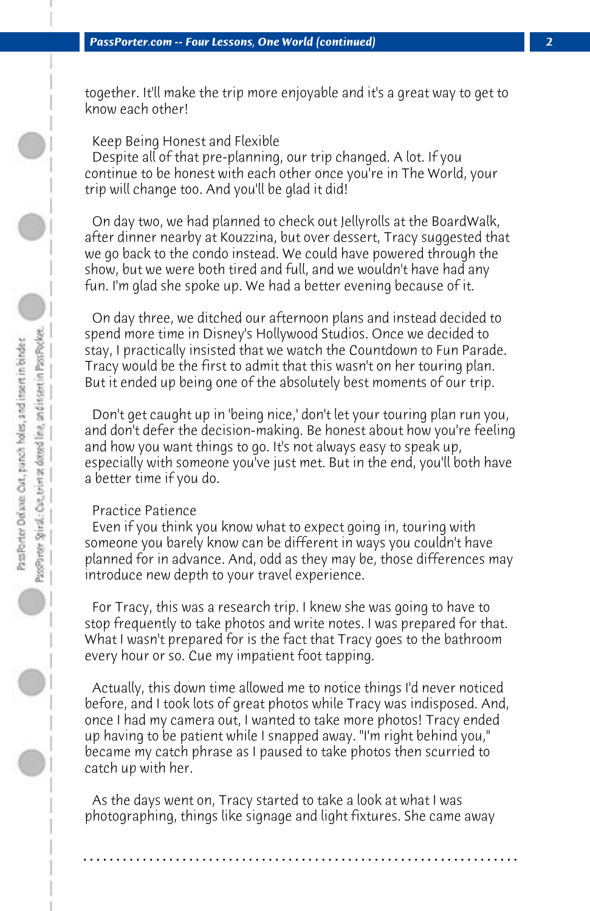together. It'll make the trip more enjoyable and it's a great way to get to know each other!

## Keep Being Honest and Flexible

Despite all of that pre-planning, our trip changed. A lot. If you continue to be honest with each other once you're in The World, your trip will change too. And you'll be glad it did!

On day two, we had planned to check out Jellyrolls at the BoardWalk, after dinner nearby at Kouzzina, but over dessert, Tracy suggested that we go back to the condo instead. We could have powered through the show, but we were both tired and full, and we wouldn't have had any fun. I'm glad she spoke up. We had a better evening because of it.

On day three, we ditched our afternoon plans and instead decided to spend more time in Disney's Hollywood Studios. Once we decided to stay, I practically insisted that we watch the Countdown to Fun Parade. Tracy would be the first to admit that this wasn't on her touring plan. But it ended up being one of the absolutely best moments of our trip.

Don't get caught up in 'being nice,' don't let your touring plan run you, and don't defer the decision-making. Be honest about how you're feeling and how you want things to go. It's not always easy to speak up, especially with someone you've just met. But in the end, you'll both have a better time if you do.

## Practice Patience

Even if you think you know what to expect going in, touring with someone you barely know can be different in ways you couldn't have planned for in advance. And, odd as they may be, those differences may introduce new depth to your travel experience.

For Tracy, this was a research trip. I knew she was going to have to stop frequently to take photos and write notes. I was prepared for that. What I wasn't prepared for is the fact that Tracy goes to the bathroom every hour or so. Cue my impatient foot tapping.

Actually, this down time allowed me to notice things I'd never noticed before, and I took lots of great photos while Tracy was indisposed. And, once I had my camera out, I wanted to take more photos! Tracy ended up having to be patient while I snapped away. "I'm right behind you," became my catch phrase as I paused to take photos then scurried to catch up with her.

As the days went on, Tracy started to take a look at what I was photographing, things like signage and light fixtures. She came away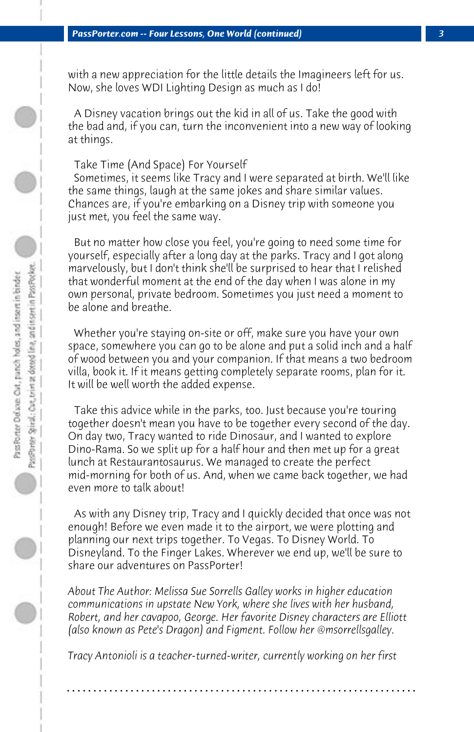with a new appreciation for the little details the Imagineers left for us. Now, she loves WDI Lighting Design as much as I do!

A Disney vacation brings out the kid in all of us. Take the good with the bad and, if you can, turn the inconvenient into a new way of looking at things.

## Take Time (And Space) For Yourself

Sometimes, it seems like Tracy and I were separated at birth. We'll like the same things, laugh at the same jokes and share similar values. Chances are, if you're embarking on a Disney trip with someone you just met, you feel the same way.

But no matter how close you feel, you're going to need some time for yourself, especially after a long day at the parks. Tracy and I got along marvelously, but I don't think she'll be surprised to hear that I relished that wonderful moment at the end of the day when I was alone in my own personal, private bedroom. Sometimes you just need a moment to be alone and breathe.

Whether you're staying on-site or off, make sure you have your own space, somewhere you can go to be alone and put a solid inch and a half of wood between you and your companion. If that means a two bedroom villa, book it. If it means getting completely separate rooms, plan for it. It will be well worth the added expense.

Take this advice while in the parks, too. Just because you're touring together doesn't mean you have to be together every second of the day. On day two, Tracy wanted to ride Dinosaur, and I wanted to explore Dino-Rama. So we split up for a half hour and then met up for a great lunch at Restaurantosaurus. We managed to create the perfect mid-morning for both of us. And, when we came back together, we had even more to talk about!

As with any Disney trip, Tracy and I quickly decided that once was not enough! Before we even made it to the airport, we were plotting and planning our next trips together. To Vegas. To Disney World. To Disneyland. To the Finger Lakes. Wherever we end up, we'll be sure to share our adventures on PassPorter!

*About The Author: Melissa Sue Sorrells Galley works in higher education communications in upstate New York, where she lives with her husband, Robert, and her cavapoo, George. Her favorite Disney characters are Elliott (also known as Pete's Dragon) and Figment. Follow her @msorrellsgalley.*

*Tracy Antonioli is a teacher-turned-writer, currently working on her first*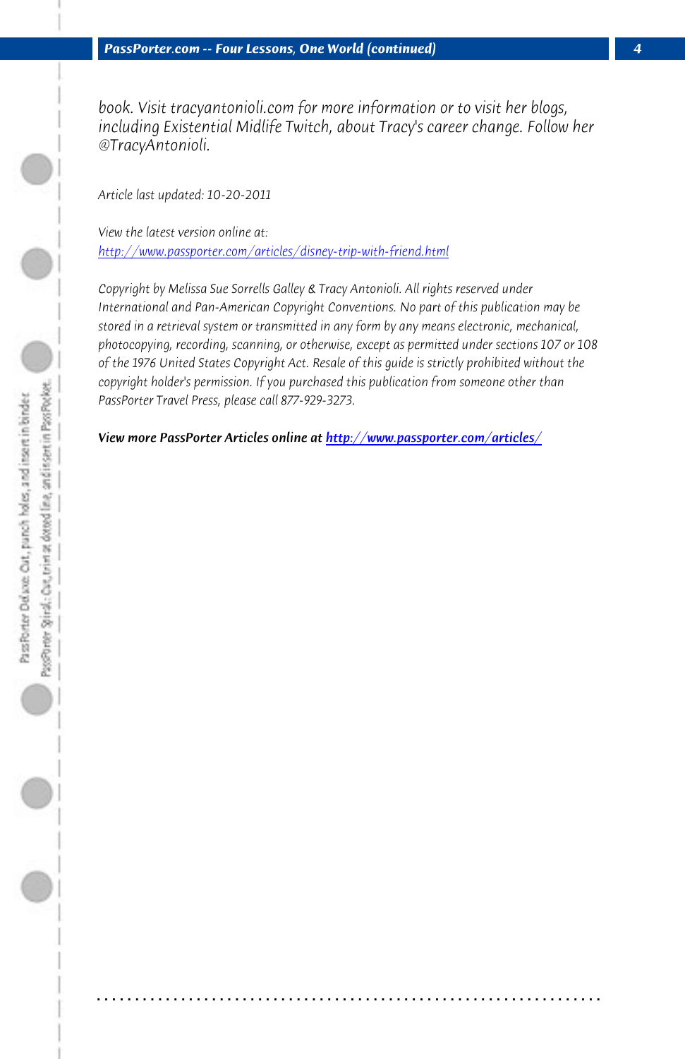*book. Visit tracyantonioli.com for more information or to visit her blogs, including Existential Midlife Twitch, about Tracy's career change. Follow her @TracyAntonioli.*

*Article last updated: 10-20-2011*

*View the latest version online at:*
*http://www.passporter.com/articles/disney-trip-with-friend.html*

*Copyright by Melissa Sue Sorrells Galley & Tracy Antonioli. All rights reserved under International and Pan-American Copyright Conventions. No part of this publication may be stored in a retrieval system or transmitted in any form by any means electronic, mechanical, photocopying, recording, scanning, or otherwise, except as permitted under sections 107 or 108 of the 1976 United States Copyright Act. Resale of this guide is strictly prohibited without the copyright holder's permission. If you purchased this publication from someone other than PassPorter Travel Press, please call 877-929-3273.*

***View more PassPorter Articles online at http://www.passporter.com/articles/***